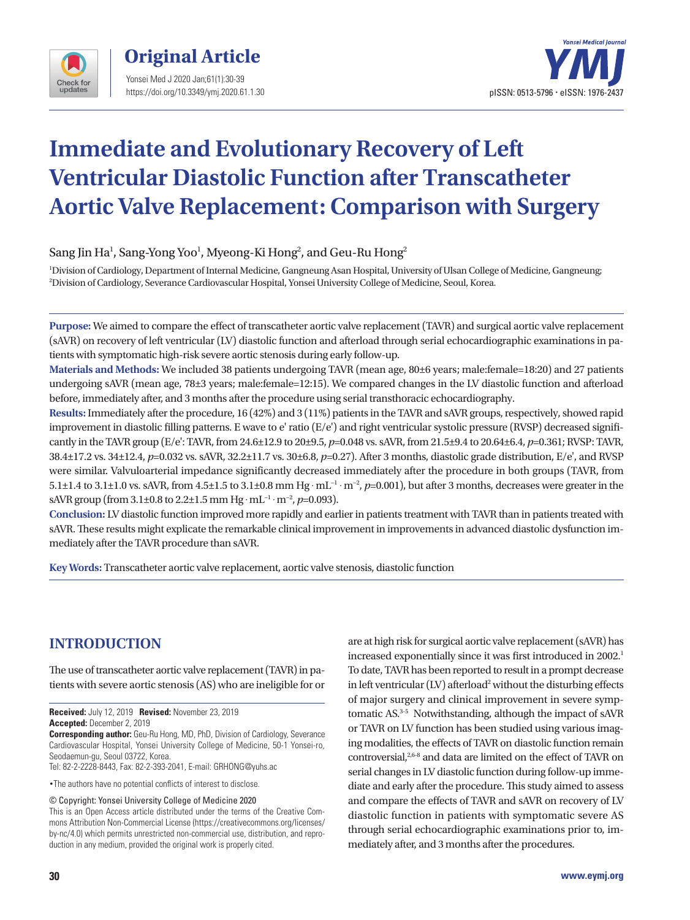# Immediate and Evolutionary Recovery of Left Ventricular Diastolic Function after Transcatheter Aortic Valve Replacement: Comparison with Surgery

Sang Jin Ha[1], Sang-Yong Yoo[1], Myeong-Ki Hong[2], and Geu-Ru Hong[2]

[1]Division of Cardiology, Department of Internal Medicine, Gangneung Asan Hospital, University of Ulsan College of Medicine, Gangneung;
[2]Division of Cardiology, Severance Cardiovascular Hospital, Yonsei University College of Medicine, Seoul, Korea.

**Purpose:** We aimed to compare the effect of transcatheter aortic valve replacement (TAVR) and surgical aortic valve replacement (sAVR) on recovery of left ventricular (LV) diastolic function and afterload through serial echocardiographic examinations in patients with symptomatic high-risk severe aortic stenosis during early follow-up.

**Materials and Methods:** We included 38 patients undergoing TAVR (mean age, 80±6 years; male:female=18:20) and 27 patients undergoing sAVR (mean age, 78±3 years; male:female=12:15). We compared changes in the LV diastolic function and afterload before, immediately after, and 3 months after the procedure using serial transthoracic echocardiography.

**Results:** Immediately after the procedure, 16 (42%) and 3 (11%) patients in the TAVR and sAVR groups, respectively, showed rapid improvement in diastolic filling patterns. E wave to e' ratio (E/e') and right ventricular systolic pressure (RVSP) decreased significantly in the TAVR group (E/e': TAVR, from 24.6±12.9 to 20±9.5, $p$=0.048 vs. sAVR, from 21.5±9.4 to 20.64±6.4, $p$=0.361; RVSP: TAVR, 38.4±17.2 vs. 34±12.4, $p$=0.032 vs. sAVR, 32.2±11.7 vs. 30±6.8, $p$=0.27). After 3 months, diastolic grade distribution, E/e', and RVSP were similar. Valvuloarterial impedance significantly decreased immediately after the procedure in both groups (TAVR, from 5.1±1.4 to 3.1±1.0 vs. sAVR, from 4.5±1.5 to 3.1±0.8 mm Hg · $mL^{-1}$ · $m^{-2}$, $p$=0.001), but after 3 months, decreases were greater in the sAVR group (from 3.1±0.8 to 2.2±1.5 mm Hg · $mL^{-1}$ · $m^{-2}$, $p$=0.093).

**Conclusion:** LV diastolic function improved more rapidly and earlier in patients treatment with TAVR than in patients treated with sAVR. These results might explicate the remarkable clinical improvement in improvements in advanced diastolic dysfunction immediately after the TAVR procedure than sAVR.

**Key Words:** Transcatheter aortic valve replacement, aortic valve stenosis, diastolic function

## INTRODUCTION

The use of transcatheter aortic valve replacement (TAVR) in patients with severe aortic stenosis (AS) who are ineligible for or are at high risk for surgical aortic valve replacement (sAVR) has increased exponentially since it was first introduced in 2002.[1] To date, TAVR has been reported to result in a prompt decrease in left ventricular (LV) afterload[2] without the disturbing effects of major surgery and clinical improvement in severe symptomatic AS.[3-5] Notwithstanding, although the impact of sAVR or TAVR on LV function has been studied using various imaging modalities, the effects of TAVR on diastolic function remain controversial,[2,6-8] and data are limited on the effect of TAVR on serial changes in LV diastolic function during follow-up immediate and early after the procedure. This study aimed to assess and compare the effects of TAVR and sAVR on recovery of LV diastolic function in patients with symptomatic severe AS through serial echocardiographic examinations prior to, immediately after, and 3 months after the procedures.

**Received:** July 12, 2019 **Revised:** November 23, 2019
**Accepted:** December 2, 2019

**Corresponding author:** Geu-Ru Hong, MD, PhD, Division of Cardiology, Severance Cardiovascular Hospital, Yonsei University College of Medicine, 50-1 Yonsei-ro, Seodaemun-gu, Seoul 03722, Korea.
Tel: 82-2-2228-8443, Fax: 82-2-393-2041, E-mail: GRHONG@yuhs.ac

•The authors have no potential conflicts of interest to disclose.

© Copyright: Yonsei University College of Medicine 2020
This is an Open Access article distributed under the terms of the Creative Commons Attribution Non-Commercial License (https://creativecommons.org/licenses/by-nc/4.0) which permits unrestricted non-commercial use, distribution, and reproduction in any medium, provided the original work is properly cited.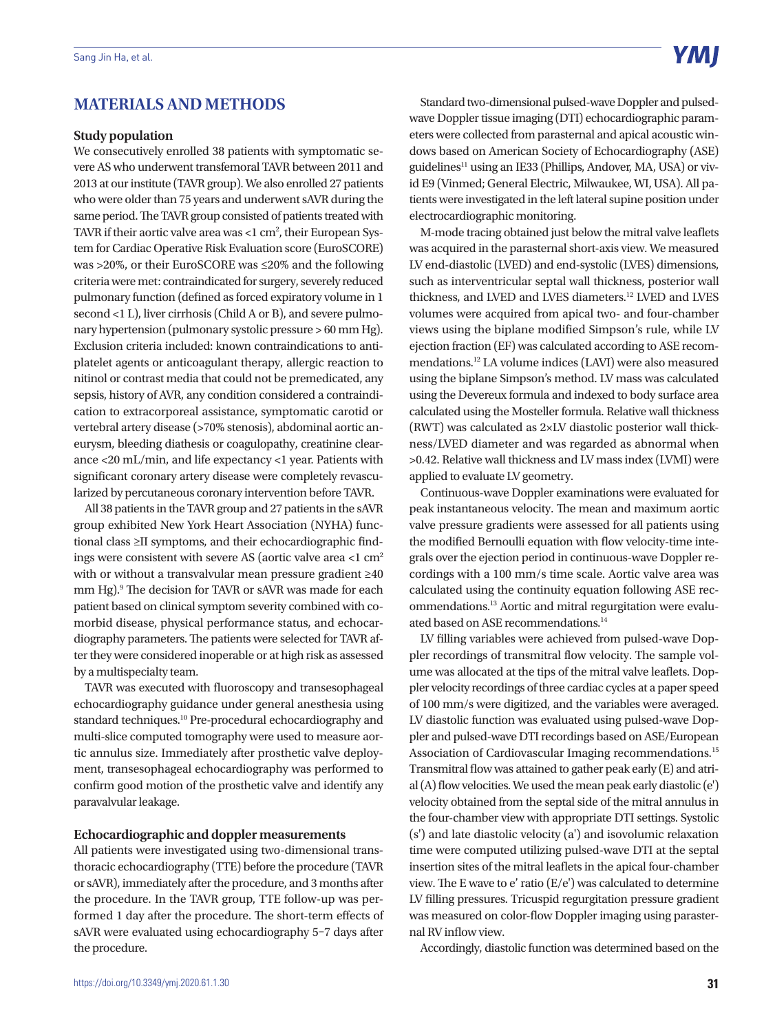## MATERIALS AND METHODS

### Study population

We consecutively enrolled 38 patients with symptomatic severe AS who underwent transfemoral TAVR between 2011 and 2013 at our institute (TAVR group). We also enrolled 27 patients who were older than 75 years and underwent sAVR during the same period. The TAVR group consisted of patients treated with TAVR if their aortic valve area was <1 $cm^2$, their European System for Cardiac Operative Risk Evaluation score (EuroSCORE) was >20%, or their EuroSCORE was ≤20% and the following criteria were met: contraindicated for surgery, severely reduced pulmonary function (defined as forced expiratory volume in 1 second <1 L), liver cirrhosis (Child A or B), and severe pulmonary hypertension (pulmonary systolic pressure > 60 mm Hg). Exclusion criteria included: known contraindications to antiplatelet agents or anticoagulant therapy, allergic reaction to nitinol or contrast media that could not be premedicated, any sepsis, history of AVR, any condition considered a contraindication to extracorporeal assistance, symptomatic carotid or vertebral artery disease (>70% stenosis), abdominal aortic aneurysm, bleeding diathesis or coagulopathy, creatinine clearance <20 mL/min, and life expectancy <1 year. Patients with significant coronary artery disease were completely revascularized by percutaneous coronary intervention before TAVR.

All 38 patients in the TAVR group and 27 patients in the sAVR group exhibited New York Heart Association (NYHA) functional class ≥II symptoms, and their echocardiographic findings were consistent with severe AS (aortic valve area <1 $cm^2$ with or without a transvalvular mean pressure gradient ≥40 mm Hg).[9] The decision for TAVR or sAVR was made for each patient based on clinical symptom severity combined with comorbid disease, physical performance status, and echocardiography parameters. The patients were selected for TAVR after they were considered inoperable or at high risk as assessed by a multispecialty team.

TAVR was executed with fluoroscopy and transesophageal echocardiography guidance under general anesthesia using standard techniques.[10] Pre-procedural echocardiography and multi-slice computed tomography were used to measure aortic annulus size. Immediately after prosthetic valve deployment, transesophageal echocardiography was performed to confirm good motion of the prosthetic valve and identify any paravalvular leakage.

### Echocardiographic and doppler measurements

All patients were investigated using two-dimensional transthoracic echocardiography (TTE) before the procedure (TAVR or sAVR), immediately after the procedure, and 3 months after the procedure. In the TAVR group, TTE follow-up was performed 1 day after the procedure. The short-term effects of sAVR were evaluated using echocardiography 5–7 days after the procedure.

Standard two-dimensional pulsed-wave Doppler and pulsed-wave Doppler tissue imaging (DTI) echocardiographic parameters were collected from parasternal and apical acoustic windows based on American Society of Echocardiography (ASE) guidelines[11] using an IE33 (Phillips, Andover, MA, USA) or vivid E9 (Vinmed; General Electric, Milwaukee, WI, USA). All patients were investigated in the left lateral supine position under electrocardiographic monitoring.

M-mode tracing obtained just below the mitral valve leaflets was acquired in the parasternal short-axis view. We measured LV end-diastolic (LVED) and end-systolic (LVES) dimensions, such as interventricular septal wall thickness, posterior wall thickness, and LVED and LVES diameters.[12] LVED and LVES volumes were acquired from apical two- and four-chamber views using the biplane modified Simpson's rule, while LV ejection fraction (EF) was calculated according to ASE recommendations.[12] LA volume indices (LAVI) were also measured using the biplane Simpson's method. LV mass was calculated using the Devereux formula and indexed to body surface area calculated using the Mosteller formula. Relative wall thickness (RWT) was calculated as 2×LV diastolic posterior wall thickness/LVED diameter and was regarded as abnormal when >0.42. Relative wall thickness and LV mass index (LVMI) were applied to evaluate LV geometry.

Continuous-wave Doppler examinations were evaluated for peak instantaneous velocity. The mean and maximum aortic valve pressure gradients were assessed for all patients using the modified Bernoulli equation with flow velocity-time integrals over the ejection period in continuous-wave Doppler recordings with a 100 mm/s time scale. Aortic valve area was calculated using the continuity equation following ASE recommendations.[13] Aortic and mitral regurgitation were evaluated based on ASE recommendations.[14]

LV filling variables were achieved from pulsed-wave Doppler recordings of transmitral flow velocity. The sample volume was allocated at the tips of the mitral valve leaflets. Doppler velocity recordings of three cardiac cycles at a paper speed of 100 mm/s were digitized, and the variables were averaged. LV diastolic function was evaluated using pulsed-wave Doppler and pulsed-wave DTI recordings based on ASE/European Association of Cardiovascular Imaging recommendations.[15] Transmitral flow was attained to gather peak early (E) and atrial (A) flow velocities. We used the mean peak early diastolic (e') velocity obtained from the septal side of the mitral annulus in the four-chamber view with appropriate DTI settings. Systolic (s') and late diastolic velocity (a') and isovolumic relaxation time were computed utilizing pulsed-wave DTI at the septal insertion sites of the mitral leaflets in the apical four-chamber view. The E wave to e' ratio (E/e') was calculated to determine LV filling pressures. Tricuspid regurgitation pressure gradient was measured on color-flow Doppler imaging using parasternal RV inflow view.

Accordingly, diastolic function was determined based on the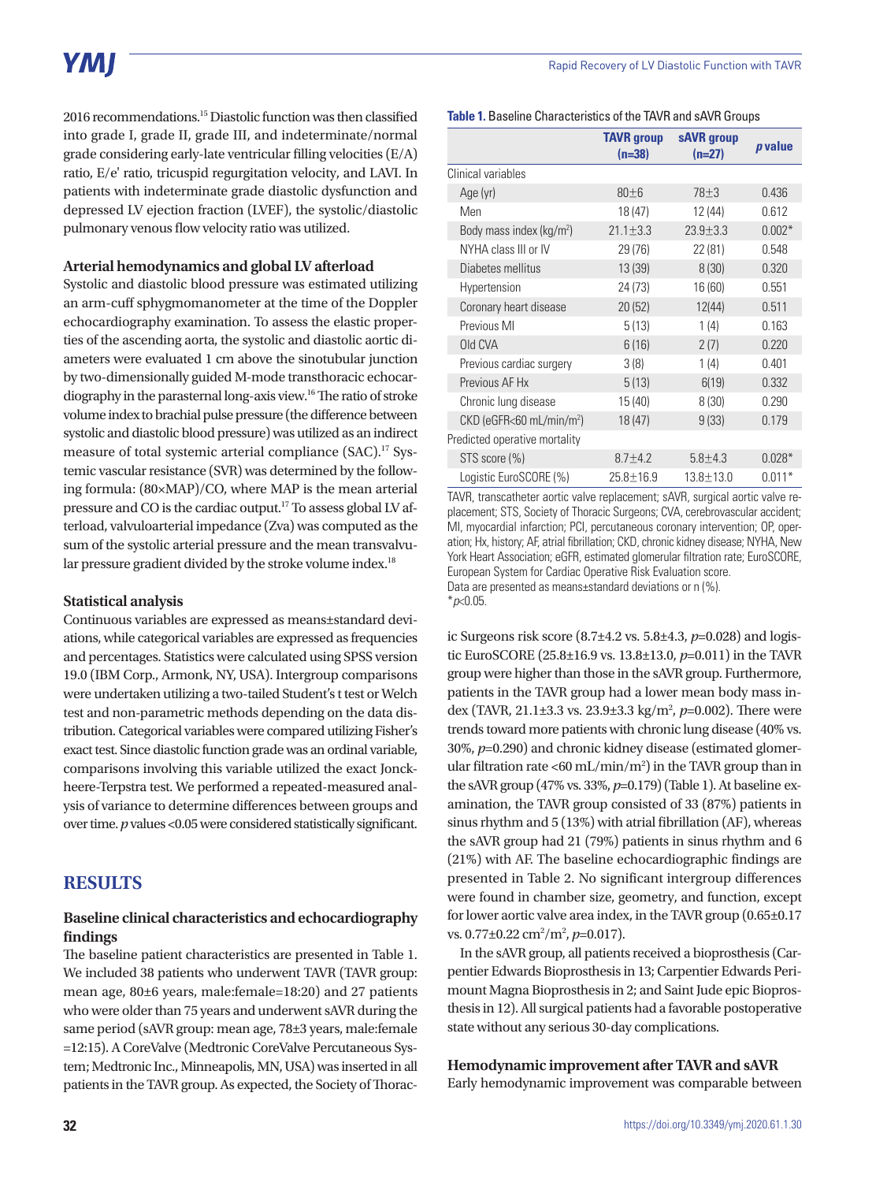2016 recommendations.[15] Diastolic function was then classified into grade I, grade II, grade III, and indeterminate/normal grade considering early-late ventricular filling velocities (E/A) ratio, E/e' ratio, tricuspid regurgitation velocity, and LAVI. In patients with indeterminate grade diastolic dysfunction and depressed LV ejection fraction (LVEF), the systolic/diastolic pulmonary venous flow velocity ratio was utilized.

### Arterial hemodynamics and global LV afterload

Systolic and diastolic blood pressure was estimated utilizing an arm-cuff sphygmomanometer at the time of the Doppler echocardiography examination. To assess the elastic properties of the ascending aorta, the systolic and diastolic aortic diameters were evaluated 1 cm above the sinotubular junction by two-dimensionally guided M-mode transthoracic echocardiography in the parasternal long-axis view.[16] The ratio of stroke volume index to brachial pulse pressure (the difference between systolic and diastolic blood pressure) was utilized as an indirect measure of total systemic arterial compliance (SAC).[17] Systemic vascular resistance (SVR) was determined by the following formula: (80×MAP)/CO, where MAP is the mean arterial pressure and CO is the cardiac output.[17] To assess global LV afterload, valvuloarterial impedance (Zva) was computed as the sum of the systolic arterial pressure and the mean transvalvular pressure gradient divided by the stroke volume index.[18]

### Statistical analysis

Continuous variables are expressed as means±standard deviations, while categorical variables are expressed as frequencies and percentages. Statistics were calculated using SPSS version 19.0 (IBM Corp., Armonk, NY, USA). Intergroup comparisons were undertaken utilizing a two-tailed Student's t test or Welch test and non-parametric methods depending on the data distribution. Categorical variables were compared utilizing Fisher's exact test. Since diastolic function grade was an ordinal variable, comparisons involving this variable utilized the exact Jonckheere-Terpstra test. We performed a repeated-measured analysis of variance to determine differences between groups and over time. *p* values <0.05 were considered statistically significant.

## RESULTS

### Baseline clinical characteristics and echocardiography findings

The baseline patient characteristics are presented in Table 1. We included 38 patients who underwent TAVR (TAVR group: mean age, 80±6 years, male:female=18:20) and 27 patients who were older than 75 years and underwent sAVR during the same period (sAVR group: mean age, 78±3 years, male:female =12:15). A CoreValve (Medtronic CoreValve Percutaneous System; Medtronic Inc., Minneapolis, MN, USA) was inserted in all patients in the TAVR group. As expected, the Society of Thoracic Surgeons risk score (8.7±4.2 vs. 5.8±4.3, *p*=0.028) and logistic EuroSCORE (25.8±16.9 vs. 13.8±13.0, *p*=0.011) in the TAVR group were higher than those in the sAVR group. Furthermore, patients in the TAVR group had a lower mean body mass index (TAVR, 21.1±3.3 vs. 23.9±3.3 kg/m$^2$, *p*=0.002). There were trends toward more patients with chronic lung disease (40% vs. 30%, *p*=0.290) and chronic kidney disease (estimated glomerular filtration rate <60 mL/min/m$^2$) in the TAVR group than in the sAVR group (47% vs. 33%, *p*=0.179) (Table 1). At baseline examination, the TAVR group consisted of 33 (87%) patients in sinus rhythm and 5 (13%) with atrial fibrillation (AF), whereas the sAVR group had 21 (79%) patients in sinus rhythm and 6 (21%) with AF. The baseline echocardiographic findings are presented in Table 2. No significant intergroup differences were found in chamber size, geometry, and function, except for lower aortic valve area index, in the TAVR group (0.65±0.17 vs. 0.77±0.22 cm$^2$/m$^2$, *p*=0.017).

In the sAVR group, all patients received a bioprosthesis (Carpentier Edwards Bioprosthesis in 13; Carpentier Edwards Perimount Magna Bioprosthesis in 2; and Saint Jude epic Bioprosthesis in 12). All surgical patients had a favorable postoperative state without any serious 30-day complications.

**Table 1.** Baseline Characteristics of the TAVR and sAVR Groups

| | TAVR group (n=38) | sAVR group (n=27) | *p* value |
|---|---|---|---|
| Clinical variables | | | |
| Age (yr) | 80±6 | 78±3 | 0.436 |
| Men | 18 (47) | 12 (44) | 0.612 |
| Body mass index (kg/m$^2$) | 21.1±3.3 | 23.9±3.3 | 0.002* |
| NYHA class III or IV | 29 (76) | 22 (81) | 0.548 |
| Diabetes mellitus | 13 (39) | 8 (30) | 0.320 |
| Hypertension | 24 (73) | 16 (60) | 0.551 |
| Coronary heart disease | 20 (52) | 12(44) | 0.511 |
| Previous MI | 5 (13) | 1 (4) | 0.163 |
| Old CVA | 6 (16) | 2 (7) | 0.220 |
| Previous cardiac surgery | 3 (8) | 1 (4) | 0.401 |
| Previous AF Hx | 5 (13) | 6(19) | 0.332 |
| Chronic lung disease | 15 (40) | 8 (30) | 0.290 |
| CKD (eGFR<60 mL/min/m$^2$) | 18 (47) | 9 (33) | 0.179 |
| Predicted operative mortality | | | |
| STS score (%) | 8.7±4.2 | 5.8±4.3 | 0.028* |
| Logistic EuroSCORE (%) | 25.8±16.9 | 13.8±13.0 | 0.011* |

TAVR, transcatheter aortic valve replacement; sAVR, surgical aortic valve replacement; STS, Society of Thoracic Surgeons; CVA, cerebrovascular accident; MI, myocardial infarction; PCI, percutaneous coronary intervention; OP, operation; Hx, history; AF, atrial fibrillation; CKD, chronic kidney disease; NYHA, New York Heart Association; eGFR, estimated glomerular filtration rate; EuroSCORE, European System for Cardiac Operative Risk Evaluation score.
Data are presented as means±standard deviations or n (%).
*$p$<0.05.

### Hemodynamic improvement after TAVR and sAVR

Early hemodynamic improvement was comparable between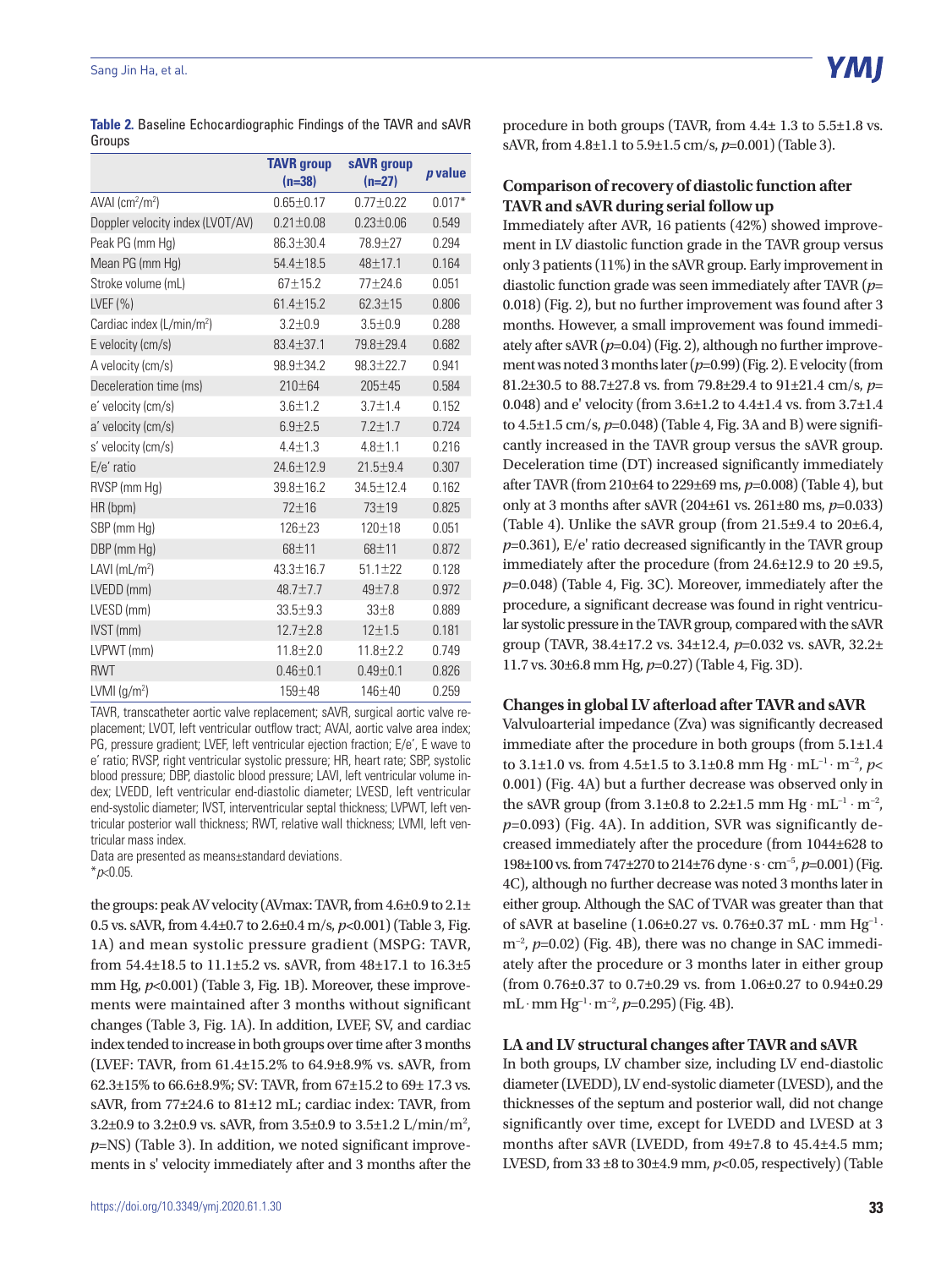**Table 2.** Baseline Echocardiographic Findings of the TAVR and sAVR Groups

| | TAVR group (n=38) | sAVR group (n=27) | *p* value |
|---|---|---|---|
| AVAI (cm$^2$/m$^2$) | 0.65±0.17 | 0.77±0.22 | 0.017* |
| Doppler velocity index (LVOT/AV) | 0.21±0.08 | 0.23±0.06 | 0.549 |
| Peak PG (mm Hg) | 86.3±30.4 | 78.9±27 | 0.294 |
| Mean PG (mm Hg) | 54.4±18.5 | 48±17.1 | 0.164 |
| Stroke volume (mL) | 67±15.2 | 77±24.6 | 0.051 |
| LVEF (%) | 61.4±15.2 | 62.3±15 | 0.806 |
| Cardiac index (L/min/m$^2$) | 3.2±0.9 | 3.5±0.9 | 0.288 |
| E velocity (cm/s) | 83.4±37.1 | 79.8±29.4 | 0.682 |
| A velocity (cm/s) | 98.9±34.2 | 98.3±22.7 | 0.941 |
| Deceleration time (ms) | 210±64 | 205±45 | 0.584 |
| e' velocity (cm/s) | 3.6±1.2 | 3.7±1.4 | 0.152 |
| a' velocity (cm/s) | 6.9±2.5 | 7.2±1.7 | 0.724 |
| s' velocity (cm/s) | 4.4±1.3 | 4.8±1.1 | 0.216 |
| E/e' ratio | 24.6±12.9 | 21.5±9.4 | 0.307 |
| RVSP (mm Hg) | 39.8±16.2 | 34.5±12.4 | 0.162 |
| HR (bpm) | 72±16 | 73±19 | 0.825 |
| SBP (mm Hg) | 126±23 | 120±18 | 0.051 |
| DBP (mm Hg) | 68±11 | 68±11 | 0.872 |
| LAVI (mL/m$^2$) | 43.3±16.7 | 51.1±22 | 0.128 |
| LVEDD (mm) | 48.7±7.7 | 49±7.8 | 0.972 |
| LVESD (mm) | 33.5±9.3 | 33±8 | 0.889 |
| IVST (mm) | 12.7±2.8 | 12±1.5 | 0.181 |
| LVPWT (mm) | 11.8±2.0 | 11.8±2.2 | 0.749 |
| RWT | 0.46±0.1 | 0.49±0.1 | 0.826 |
| LVMI (g/m$^2$) | 159±48 | 146±40 | 0.259 |

TAVR, transcatheter aortic valve replacement; sAVR, surgical aortic valve replacement; LVOT, left ventricular outflow tract; AVAI, aortic valve area index; PG, pressure gradient; LVEF, left ventricular ejection fraction; E/e', E wave to e' ratio; RVSP, right ventricular systolic pressure; HR, heart rate; SBP, systolic blood pressure; DBP, diastolic blood pressure; LAVI, left ventricular volume index; LVEDD, left ventricular end-diastolic diameter; LVESD, left ventricular end-systolic diameter; IVST, interventricular septal thickness; LVPWT, left ventricular posterior wall thickness; RWT, relative wall thickness; LVMI, left ventricular mass index.
Data are presented as means±standard deviations.
*$p<0.05$.

the groups: peak AV velocity (AVmax: TAVR, from 4.6±0.9 to 2.1±0.5 vs. sAVR, from 4.4±0.7 to 2.6±0.4 m/s, $p<0.001$) (Table 3, Fig. 1A) and mean systolic pressure gradient (MSPG: TAVR, from 54.4±18.5 to 11.1±5.2 vs. sAVR, from 48±17.1 to 16.3±5 mm Hg, $p<0.001$) (Table 3, Fig. 1B). Moreover, these improvements were maintained after 3 months without significant changes (Table 3, Fig. 1A). In addition, LVEF, SV, and cardiac index tended to increase in both groups over time after 3 months (LVEF: TAVR, from 61.4±15.2% to 64.9±8.9% vs. sAVR, from 62.3±15% to 66.6±8.9%; SV: TAVR, from 67±15.2 to 69± 17.3 vs. sAVR, from 77±24.6 to 81±12 mL; cardiac index: TAVR, from 3.2±0.9 to 3.2±0.9 vs. sAVR, from 3.5±0.9 to 3.5±1.2 L/min/m$^2$, *p*=NS) (Table 3). In addition, we noted significant improvements in s' velocity immediately after and 3 months after the procedure in both groups (TAVR, from 4.4± 1.3 to 5.5±1.8 vs. sAVR, from 4.8±1.1 to 5.9±1.5 cm/s, $p=0.001$) (Table 3).

## Comparison of recovery of diastolic function after TAVR and sAVR during serial follow up

Immediately after AVR, 16 patients (42%) showed improvement in LV diastolic function grade in the TAVR group versus only 3 patients (11%) in the sAVR group. Early improvement in diastolic function grade was seen immediately after TAVR ($p=0.018$) (Fig. 2), but no further improvement was found after 3 months. However, a small improvement was found immediately after sAVR ($p=0.04$) (Fig. 2), although no further improvement was noted 3 months later ($p=0.99$) (Fig. 2). E velocity (from 81.2±30.5 to 88.7±27.8 vs. from 79.8±29.4 to 91±21.4 cm/s, $p=0.048$) and e' velocity (from 3.6±1.2 to 4.4±1.4 vs. from 3.7±1.4 to 4.5±1.5 cm/s, $p=0.048$) (Table 4, Fig. 3A and B) were significantly increased in the TAVR group versus the sAVR group. Deceleration time (DT) increased significantly immediately after TAVR (from 210±64 to 229±69 ms, $p=0.008$) (Table 4), but only at 3 months after sAVR (204±61 vs. 261±80 ms, $p=0.033$) (Table 4). Unlike the sAVR group (from 21.5±9.4 to 20±6.4, $p=0.361$), E/e' ratio decreased significantly in the TAVR group immediately after the procedure (from 24.6±12.9 to 20 ±9.5, $p=0.048$) (Table 4, Fig. 3C). Moreover, immediately after the procedure, a significant decrease was found in right ventricular systolic pressure in the TAVR group, compared with the sAVR group (TAVR, 38.4±17.2 vs. 34±12.4, $p=0.032$ vs. sAVR, 32.2±11.7 vs. 30±6.8 mm Hg, $p=0.27$) (Table 4, Fig. 3D).

## Changes in global LV afterload after TAVR and sAVR

Valvuloarterial impedance (Zva) was significantly decreased immediate after the procedure in both groups (from 5.1±1.4 to 3.1±1.0 vs. from 4.5±1.5 to 3.1±0.8 mm Hg · mL$^{-1}$ · m$^{-2}$, $p<0.001$) (Fig. 4A) but a further decrease was observed only in the sAVR group (from 3.1±0.8 to 2.2±1.5 mm Hg · mL$^{-1}$ · m$^{-2}$, $p=0.093$) (Fig. 4A). In addition, SVR was significantly decreased immediately after the procedure (from 1044±628 to 198±100 vs. from 747±270 to 214±76 dyne · s · cm$^{-5}$, $p=0.001$) (Fig. 4C), although no further decrease was noted 3 months later in either group. Although the SAC of TVAR was greater than that of sAVR at baseline (1.06±0.27 vs. 0.76±0.37 mL · mm Hg$^{-1}$ · m$^{-2}$, $p=0.02$) (Fig. 4B), there was no change in SAC immediately after the procedure or 3 months later in either group (from 0.76±0.37 to 0.7±0.29 vs. from 1.06±0.27 to 0.94±0.29 mL · mm Hg$^{-1}$ · m$^{-2}$, $p=0.295$) (Fig. 4B).

## LA and LV structural changes after TAVR and sAVR

In both groups, LV chamber size, including LV end-diastolic diameter (LVEDD), LV end-systolic diameter (LVESD), and the thicknesses of the septum and posterior wall, did not change significantly over time, except for LVEDD and LVESD at 3 months after sAVR (LVEDD, from 49±7.8 to 45.4±4.5 mm; LVESD, from 33 ±8 to 30±4.9 mm, $p<0.05$, respectively) (Table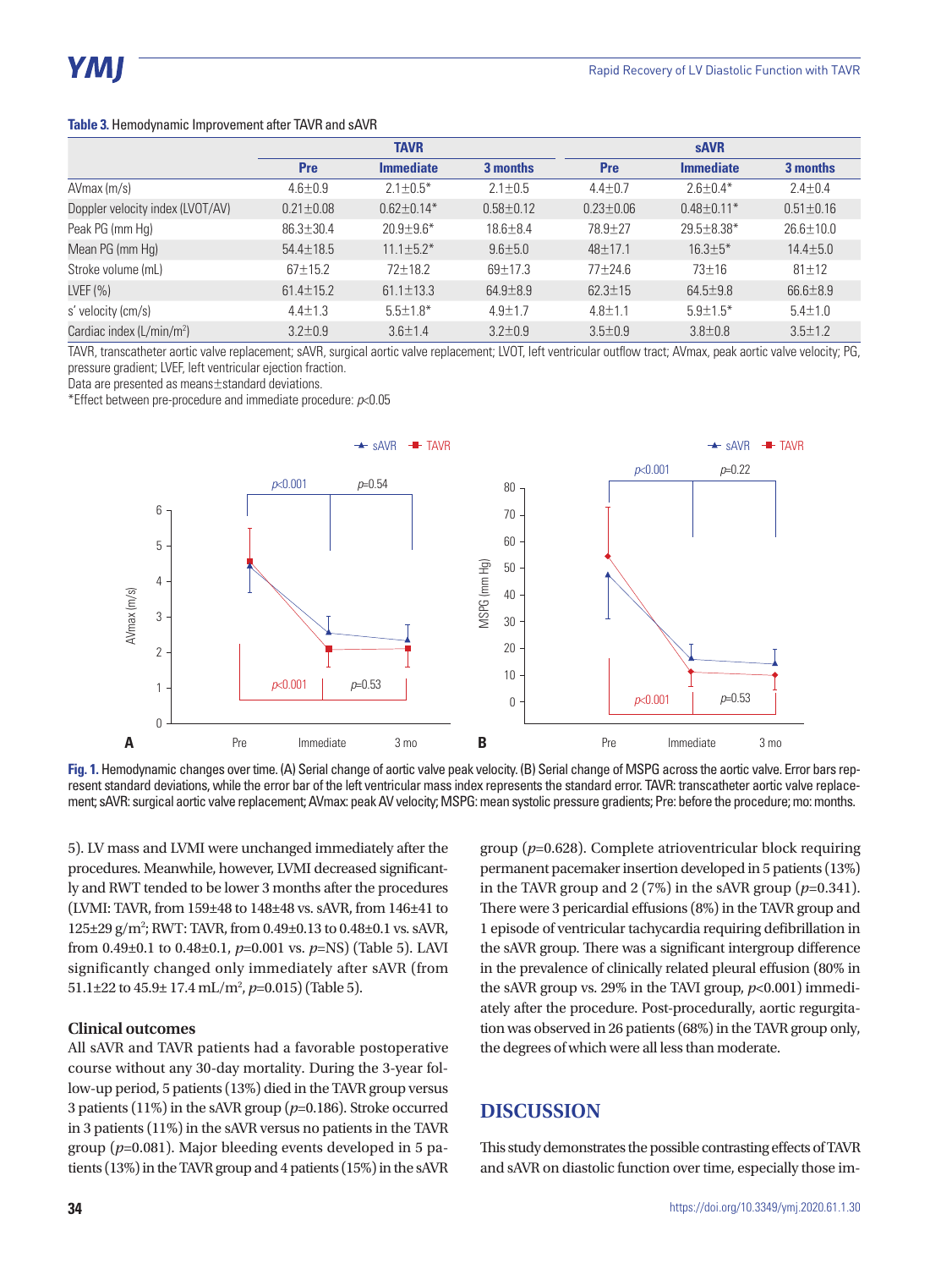**Table 3.** Hemodynamic Improvement after TAVR and sAVR

| | TAVR | | | sAVR | | |
|---|---|---|---|---|---|---|
| | Pre | Immediate | 3 months | Pre | Immediate | 3 months |
| AVmax (m/s) | 4.6±0.9 | 2.1±0.5* | 2.1±0.5 | 4.4±0.7 | 2.6±0.4* | 2.4±0.4 |
| Doppler velocity index (LVOT/AV) | 0.21±0.08 | 0.62±0.14* | 0.58±0.12 | 0.23±0.06 | 0.48±0.11* | 0.51±0.16 |
| Peak PG (mm Hg) | 86.3±30.4 | 20.9±9.6* | 18.6±8.4 | 78.9±27 | 29.5±8.38* | 26.6±10.0 |
| Mean PG (mm Hg) | 54.4±18.5 | 11.1±5.2* | 9.6±5.0 | 48±17.1 | 16.3±5* | 14.4±5.0 |
| Stroke volume (mL) | 67±15.2 | 72±18.2 | 69±17.3 | 77±24.6 | 73±16 | 81±12 |
| LVEF (%) | 61.4±15.2 | 61.1±13.3 | 64.9±8.9 | 62.3±15 | 64.5±9.8 | 66.6±8.9 |
| s' velocity (cm/s) | 4.4±1.3 | 5.5±1.8* | 4.9±1.7 | 4.8±1.1 | 5.9±1.5* | 5.4±1.0 |
| Cardiac index (L/min/m$^2$) | 3.2±0.9 | 3.6±1.4 | 3.2±0.9 | 3.5±0.9 | 3.8±0.8 | 3.5±1.2 |

TAVR, transcatheter aortic valve replacement; sAVR, surgical aortic valve replacement; LVOT, left ventricular outflow tract; AVmax, peak aortic valve velocity; PG, pressure gradient; LVEF, left ventricular ejection fraction.
Data are presented as means±standard deviations.
*Effect between pre-procedure and immediate procedure: $p<0.05$

**Fig. 1.** Hemodynamic changes over time. (A) Serial change of aortic valve peak velocity. (B) Serial change of MSPG across the aortic valve. Error bars represent standard deviations, while the error bar of the left ventricular mass index represents the standard error. TAVR: transcatheter aortic valve replacement; sAVR: surgical aortic valve replacement; AVmax: peak AV velocity; MSPG: mean systolic pressure gradients; Pre: before the procedure; mo: months.

5). LV mass and LVMI were unchanged immediately after the procedures. Meanwhile, however, LVMI decreased significantly and RWT tended to be lower 3 months after the procedures (LVMI: TAVR, from 159±48 to 148±48 vs. sAVR, from 146±41 to 125±29 g/m$^2$; RWT: TAVR, from 0.49±0.13 to 0.48±0.1 vs. sAVR, from 0.49±0.1 to 0.48±0.1, $p$=0.001 vs. $p$=NS) (Table 5). LAVI significantly changed only immediately after sAVR (from 51.1±22 to 45.9± 17.4 mL/m$^2$, $p$=0.015) (Table 5).

### Clinical outcomes

All sAVR and TAVR patients had a favorable postoperative course without any 30-day mortality. During the 3-year follow-up period, 5 patients (13%) died in the TAVR group versus 3 patients (11%) in the sAVR group ($p$=0.186). Stroke occurred in 3 patients (11%) in the sAVR versus no patients in the TAVR group ($p$=0.081). Major bleeding events developed in 5 patients (13%) in the TAVR group and 4 patients (15%) in the sAVR group ($p$=0.628). Complete atrioventricular block requiring permanent pacemaker insertion developed in 5 patients (13%) in the TAVR group and 2 (7%) in the sAVR group ($p$=0.341). There were 3 pericardial effusions (8%) in the TAVR group and 1 episode of ventricular tachycardia requiring defibrillation in the sAVR group. There was a significant intergroup difference in the prevalence of clinically related pleural effusion (80% in the sAVR group vs. 29% in the TAVI group, $p$<0.001) immediately after the procedure. Post-procedurally, aortic regurgitation was observed in 26 patients (68%) in the TAVR group only, the degrees of which were all less than moderate.

## DISCUSSION

This study demonstrates the possible contrasting effects of TAVR and sAVR on diastolic function over time, especially those im-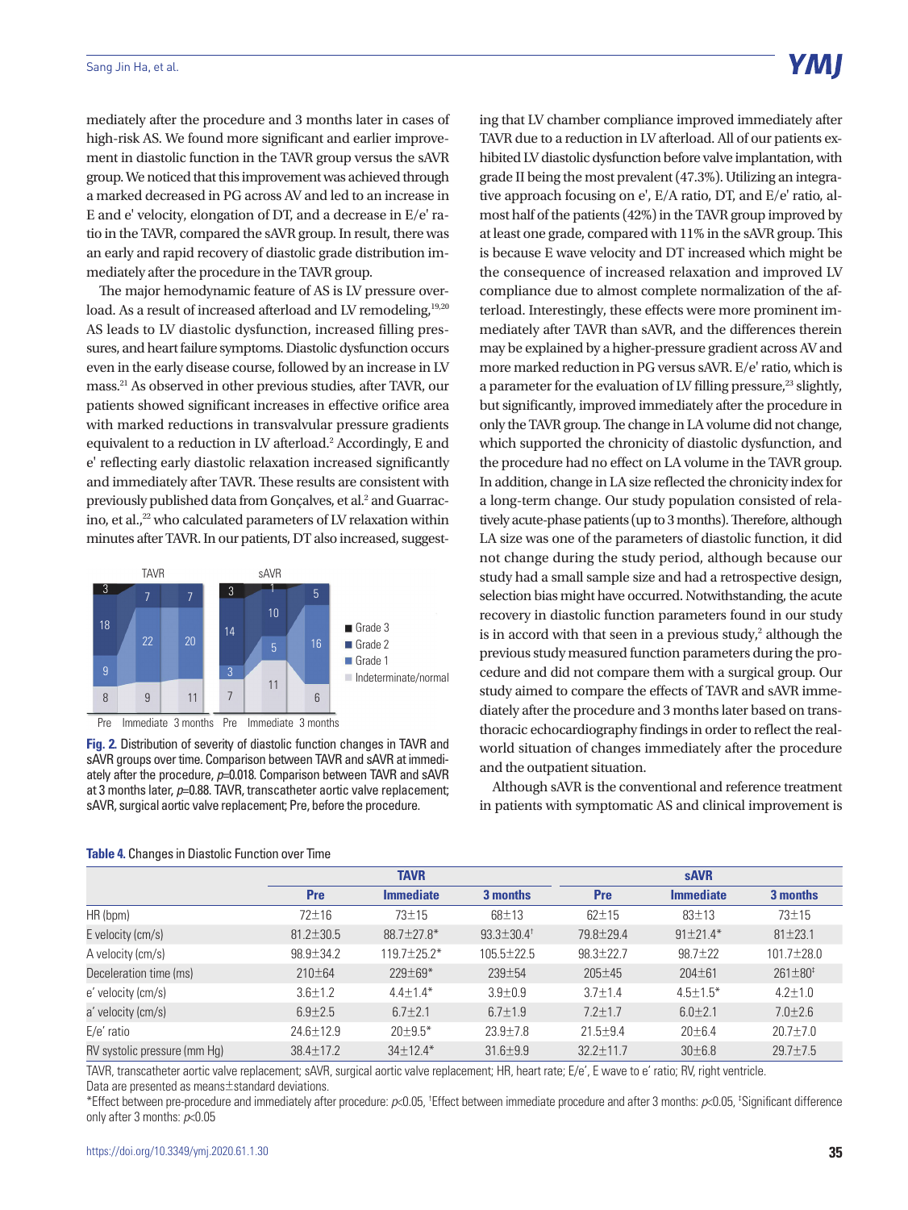mediately after the procedure and 3 months later in cases of high-risk AS. We found more significant and earlier improvement in diastolic function in the TAVR group versus the sAVR group. We noticed that this improvement was achieved through a marked decreased in PG across AV and led to an increase in E and e' velocity, elongation of DT, and a decrease in E/e' ratio in the TAVR, compared the sAVR group. In result, there was an early and rapid recovery of diastolic grade distribution immediately after the procedure in the TAVR group.

The major hemodynamic feature of AS is LV pressure overload. As a result of increased afterload and LV remodeling,[19,20] AS leads to LV diastolic dysfunction, increased filling pressures, and heart failure symptoms. Diastolic dysfunction occurs even in the early disease course, followed by an increase in LV mass.[21] As observed in other previous studies, after TAVR, our patients showed significant increases in effective orifice area with marked reductions in transvalvular pressure gradients equivalent to a reduction in LV afterload.[2] Accordingly, E and e' reflecting early diastolic relaxation increased significantly and immediately after TAVR. These results are consistent with previously published data from Gonçalves, et al.[2] and Guarracino, et al.,[22] who calculated parameters of LV relaxation within minutes after TAVR. In our patients, DT also increased, suggesting that LV chamber compliance improved immediately after TAVR due to a reduction in LV afterload. All of our patients exhibited LV diastolic dysfunction before valve implantation, with grade II being the most prevalent (47.3%). Utilizing an integrative approach focusing on e', E/A ratio, DT, and E/e' ratio, almost half of the patients (42%) in the TAVR group improved by at least one grade, compared with 11% in the sAVR group. This is because E wave velocity and DT increased which might be the consequence of increased relaxation and improved LV compliance due to almost complete normalization of the afterload. Interestingly, these effects were more prominent immediately after TAVR than sAVR, and the differences therein may be explained by a higher-pressure gradient across AV and more marked reduction in PG versus sAVR. E/e' ratio, which is a parameter for the evaluation of LV filling pressure,[23] slightly, but significantly, improved immediately after the procedure in only the TAVR group. The change in LA volume did not change, which supported the chronicity of diastolic dysfunction, and the procedure had no effect on LA volume in the TAVR group. In addition, change in LA size reflected the chronicity index for a long-term change. Our study population consisted of relatively acute-phase patients (up to 3 months). Therefore, although LA size was one of the parameters of diastolic function, it did not change during the study period, although because our study had a small sample size and had a retrospective design, selection bias might have occurred. Notwithstanding, the acute recovery in diastolic function parameters found in our study is in accord with that seen in a previous study,[2] although the previous study measured function parameters during the procedure and did not compare them with a surgical group. Our study aimed to compare the effects of TAVR and sAVR immediately after the procedure and 3 months later based on transthoracic echocardiography findings in order to reflect the real-world situation of changes immediately after the procedure and the outpatient situation.

Although sAVR is the conventional and reference treatment in patients with symptomatic AS and clinical improvement is

**Fig. 2.** Distribution of severity of diastolic function changes in TAVR and sAVR groups over time. Comparison between TAVR and sAVR at immediately after the procedure, $p$=0.018. Comparison between TAVR and sAVR at 3 months later, $p$=0.88. TAVR, transcatheter aortic valve replacement; sAVR, surgical aortic valve replacement; Pre, before the procedure.

**Table 4.** Changes in Diastolic Function over Time

| | TAVR | | | sAVR | | |
|---|---|---|---|---|---|---|
| | Pre | Immediate | 3 months | Pre | Immediate | 3 months |
| HR (bpm) | 72±16 | 73±15 | 68±13 | 62±15 | 83±13 | 73±15 |
| E velocity (cm/s) | 81.2±30.5 | 88.7±27.8* | 93.3±30.4† | 79.8±29.4 | 91±21.4* | 81±23.1 |
| A velocity (cm/s) | 98.9±34.2 | 119.7±25.2* | 105.5±22.5 | 98.3±22.7 | 98.7±22 | 101.7±28.0 |
| Deceleration time (ms) | 210±64 | 229±69* | 239±54 | 205±45 | 204±61 | 261±80‡ |
| e' velocity (cm/s) | 3.6±1.2 | 4.4±1.4* | 3.9±0.9 | 3.7±1.4 | 4.5±1.5* | 4.2±1.0 |
| a' velocity (cm/s) | 6.9±2.5 | 6.7±2.1 | 6.7±1.9 | 7.2±1.7 | 6.0±2.1 | 7.0±2.6 |
| E/e' ratio | 24.6±12.9 | 20±9.5* | 23.9±7.8 | 21.5±9.4 | 20±6.4 | 20.7±7.0 |
| RV systolic pressure (mm Hg) | 38.4±17.2 | 34±12.4* | 31.6±9.9 | 32.2±11.7 | 30±6.8 | 29.7±7.5 |

TAVR, transcatheter aortic valve replacement; sAVR, surgical aortic valve replacement; HR, heart rate; E/e', E wave to e' ratio; RV, right ventricle.
Data are presented as means±standard deviations.
*Effect between pre-procedure and immediately after procedure: $p<0.05$, †Effect between immediate procedure and after 3 months: $p<0.05$, ‡Significant difference only after 3 months: $p<0.05$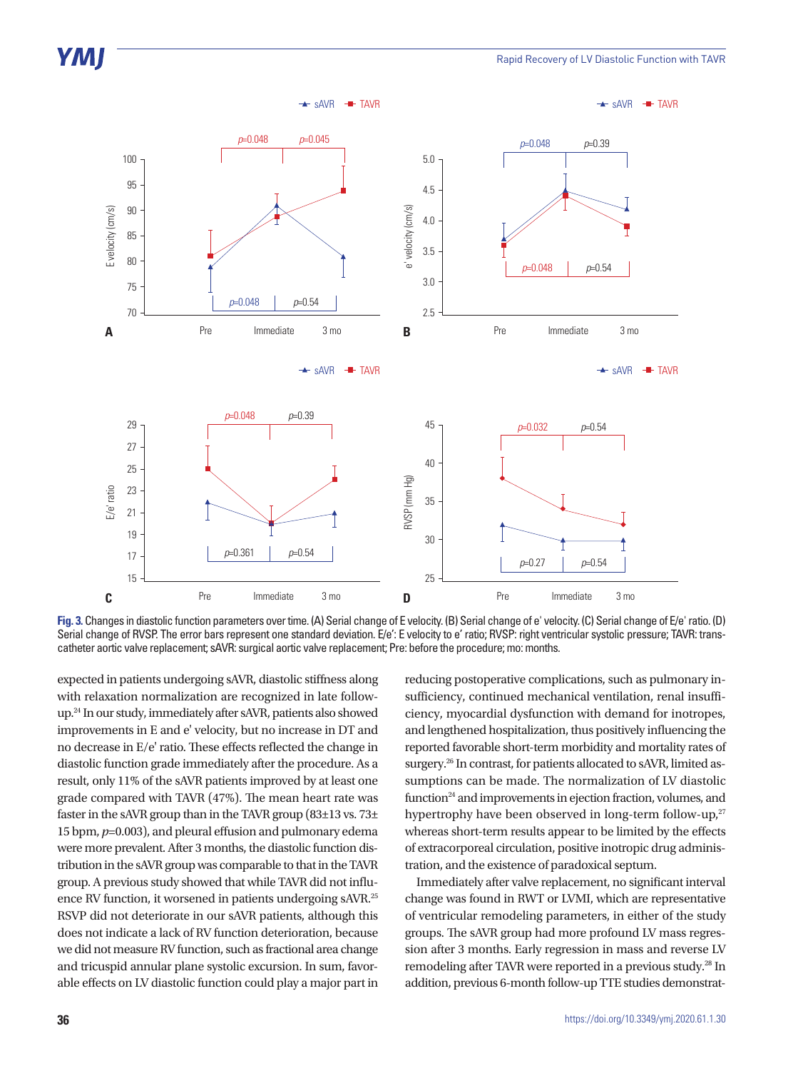Fig. 3. Changes in diastolic function parameters over time. (A) Serial change of E velocity. (B) Serial change of e' velocity. (C) Serial change of E/e' ratio. (D) Serial change of RVSP. The error bars represent one standard deviation. E/e': E velocity to e' ratio; RVSP: right ventricular systolic pressure; TAVR: transcatheter aortic valve replacement; sAVR: surgical aortic valve replacement; Pre: before the procedure; mo: months.

expected in patients undergoing sAVR, diastolic stiffness along with relaxation normalization are recognized in late follow-up.[24] In our study, immediately after sAVR, patients also showed improvements in E and e' velocity, but no increase in DT and no decrease in E/e' ratio. These effects reflected the change in diastolic function grade immediately after the procedure. As a result, only 11% of the sAVR patients improved by at least one grade compared with TAVR (47%). The mean heart rate was faster in the sAVR group than in the TAVR group (83±13 vs. 73±15 bpm, $p$=0.003), and pleural effusion and pulmonary edema were more prevalent. After 3 months, the diastolic function distribution in the sAVR group was comparable to that in the TAVR group. A previous study showed that while TAVR did not influence RV function, it worsened in patients undergoing sAVR.[25] RSVP did not deteriorate in our sAVR patients, although this does not indicate a lack of RV function deterioration, because we did not measure RV function, such as fractional area change and tricuspid annular plane systolic excursion. In sum, favorable effects on LV diastolic function could play a major part in reducing postoperative complications, such as pulmonary insufficiency, continued mechanical ventilation, renal insufficiency, myocardial dysfunction with demand for inotropes, and lengthened hospitalization, thus positively influencing the reported favorable short-term morbidity and mortality rates of surgery.[26] In contrast, for patients allocated to sAVR, limited assumptions can be made. The normalization of LV diastolic function[24] and improvements in ejection fraction, volumes, and hypertrophy have been observed in long-term follow-up,[27] whereas short-term results appear to be limited by the effects of extracorporeal circulation, positive inotropic drug administration, and the existence of paradoxical septum.

Immediately after valve replacement, no significant interval change was found in RWT or LVMI, which are representative of ventricular remodeling parameters, in either of the study groups. The sAVR group had more profound LV mass regression after 3 months. Early regression in mass and reverse LV remodeling after TAVR were reported in a previous study.[28] In addition, previous 6-month follow-up TTE studies demonstrat-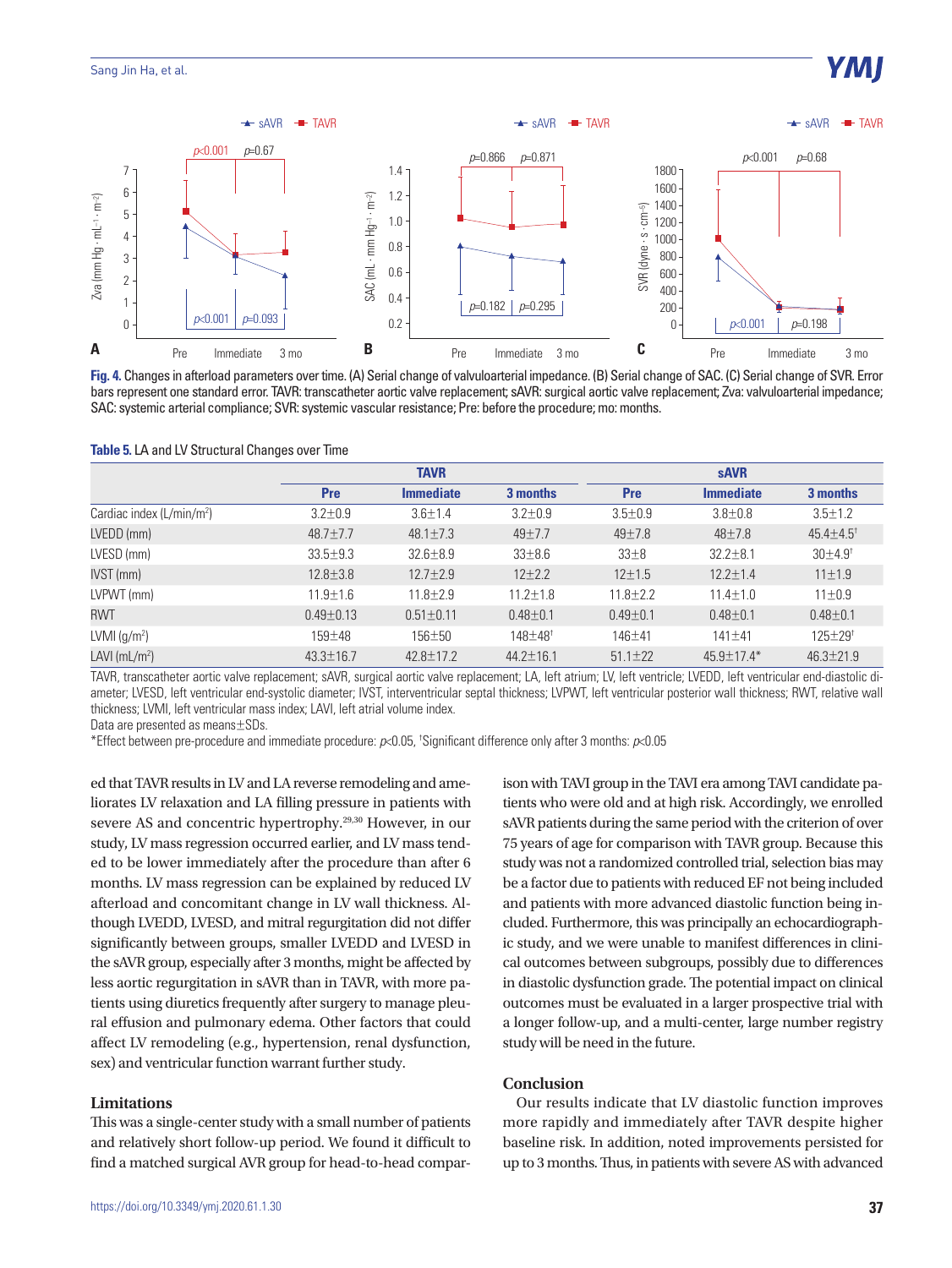**Fig. 4.** Changes in afterload parameters over time. (A) Serial change of valvuloarterial impedance. (B) Serial change of SAC. (C) Serial change of SVR. Error bars represent one standard error. TAVR: transcatheter aortic valve replacement; sAVR: surgical aortic valve replacement; Zva: valvuloarterial impedance; SAC: systemic arterial compliance; SVR: systemic vascular resistance; Pre: before the procedure; mo: months.

**Table 5.** LA and LV Structural Changes over Time

| | TAVR | | | sAVR | | |
|---|---|---|---|---|---|---|
| | Pre | Immediate | 3 months | Pre | Immediate | 3 months |
| Cardiac index (L/min/m$^2$) | 3.2±0.9 | 3.6±1.4 | 3.2±0.9 | 3.5±0.9 | 3.8±0.8 | 3.5±1.2 |
| LVEDD (mm) | 48.7±7.7 | 48.1±7.3 | 49±7.7 | 49±7.8 | 48±7.8 | 45.4±4.5† |
| LVESD (mm) | 33.5±9.3 | 32.6±8.9 | 33±8.6 | 33±8 | 32.2±8.1 | 30±4.9† |
| IVST (mm) | 12.8±3.8 | 12.7±2.9 | 12±2.2 | 12±1.5 | 12.2±1.4 | 11±1.9 |
| LVPWT (mm) | 11.9±1.6 | 11.8±2.9 | 11.2±1.8 | 11.8±2.2 | 11.4±1.0 | 11±0.9 |
| RWT | 0.49±0.13 | 0.51±0.11 | 0.48±0.1 | 0.49±0.1 | 0.48±0.1 | 0.48±0.1 |
| LVMI (g/m$^2$) | 159±48 | 156±50 | 148±48† | 146±41 | 141±41 | 125±29† |
| LAVI (mL/m$^2$) | 43.3±16.7 | 42.8±17.2 | 44.2±16.1 | 51.1±22 | 45.9±17.4* | 46.3±21.9 |

TAVR, transcatheter aortic valve replacement; sAVR, surgical aortic valve replacement; LA, left atrium; LV, left ventricle; LVEDD, left ventricular end-diastolic diameter; LVESD, left ventricular end-systolic diameter; IVST, interventricular septal thickness; LVPWT, left ventricular posterior wall thickness; RWT, relative wall thickness; LVMI, left ventricular mass index; LAVI, left atrial volume index.

Data are presented as means±SDs.

*Effect between pre-procedure and immediate procedure: $p<0.05$, †Significant difference only after 3 months: $p<0.05$

ed that TAVR results in LV and LA reverse remodeling and ameliorates LV relaxation and LA filling pressure in patients with severe AS and concentric hypertrophy.[29,30] However, in our study, LV mass regression occurred earlier, and LV mass tended to be lower immediately after the procedure than after 6 months. LV mass regression can be explained by reduced LV afterload and concomitant change in LV wall thickness. Although LVEDD, LVESD, and mitral regurgitation did not differ significantly between groups, smaller LVEDD and LVESD in the sAVR group, especially after 3 months, might be affected by less aortic regurgitation in sAVR than in TAVR, with more patients using diuretics frequently after surgery to manage pleural effusion and pulmonary edema. Other factors that could affect LV remodeling (e.g., hypertension, renal dysfunction, sex) and ventricular function warrant further study.

## Limitations

This was a single-center study with a small number of patients and relatively short follow-up period. We found it difficult to find a matched surgical AVR group for head-to-head comparison with TAVI group in the TAVI era among TAVI candidate patients who were old and at high risk. Accordingly, we enrolled sAVR patients during the same period with the criterion of over 75 years of age for comparison with TAVR group. Because this study was not a randomized controlled trial, selection bias may be a factor due to patients with reduced EF not being included and patients with more advanced diastolic function being included. Furthermore, this was principally an echocardiographic study, and we were unable to manifest differences in clinical outcomes between subgroups, possibly due to differences in diastolic dysfunction grade. The potential impact on clinical outcomes must be evaluated in a larger prospective trial with a longer follow-up, and a multi-center, large number registry study will be need in the future.

## Conclusion

Our results indicate that LV diastolic function improves more rapidly and immediately after TAVR despite higher baseline risk. In addition, noted improvements persisted for up to 3 months. Thus, in patients with severe AS with advanced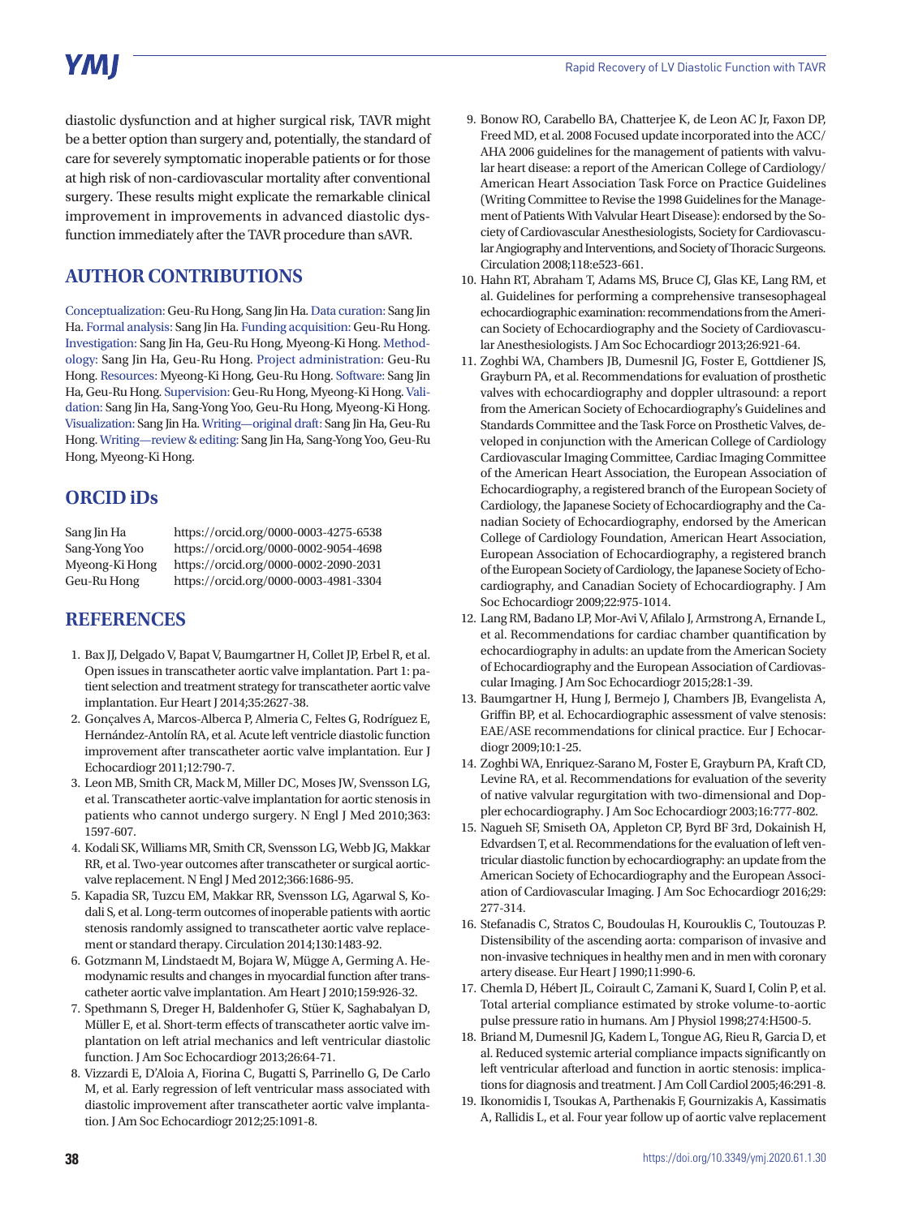diastolic dysfunction and at higher surgical risk, TAVR might be a better option than surgery and, potentially, the standard of care for severely symptomatic inoperable patients or for those at high risk of non-cardiovascular mortality after conventional surgery. These results might explicate the remarkable clinical improvement in improvements in advanced diastolic dysfunction immediately after the TAVR procedure than sAVR.

## AUTHOR CONTRIBUTIONS

Conceptualization: Geu-Ru Hong, Sang Jin Ha. Data curation: Sang Jin Ha. Formal analysis: Sang Jin Ha. Funding acquisition: Geu-Ru Hong. Investigation: Sang Jin Ha, Geu-Ru Hong, Myeong-Ki Hong. Methodology: Sang Jin Ha, Geu-Ru Hong. Project administration: Geu-Ru Hong. Resources: Myeong-Ki Hong, Geu-Ru Hong. Software: Sang Jin Ha, Geu-Ru Hong. Supervision: Geu-Ru Hong, Myeong-Ki Hong. Validation: Sang Jin Ha, Sang-Yong Yoo, Geu-Ru Hong, Myeong-Ki Hong. Visualization: Sang Jin Ha. Writing—original draft: Sang Jin Ha, Geu-Ru Hong. Writing—review & editing: Sang Jin Ha, Sang-Yong Yoo, Geu-Ru Hong, Myeong-Ki Hong.

## ORCID iDs

| | |
|---|---|
| Sang Jin Ha | https://orcid.org/0000-0003-4275-6538 |
| Sang-Yong Yoo | https://orcid.org/0000-0002-9054-4698 |
| Myeong-Ki Hong | https://orcid.org/0000-0002-2090-2031 |
| Geu-Ru Hong | https://orcid.org/0000-0003-4981-3304 |

## REFERENCES

1. Bax JJ, Delgado V, Bapat V, Baumgartner H, Collet JP, Erbel R, et al. Open issues in transcatheter aortic valve implantation. Part 1: patient selection and treatment strategy for transcatheter aortic valve implantation. Eur Heart J 2014;35:2627-38.
2. Gonçalves A, Marcos-Alberca P, Almeria C, Feltes G, Rodríguez E, Hernández-Antolín RA, et al. Acute left ventricle diastolic function improvement after transcatheter aortic valve implantation. Eur J Echocardiogr 2011;12:790-7.
3. Leon MB, Smith CR, Mack M, Miller DC, Moses JW, Svensson LG, et al. Transcatheter aortic-valve implantation for aortic stenosis in patients who cannot undergo surgery. N Engl J Med 2010;363:1597-607.
4. Kodali SK, Williams MR, Smith CR, Svensson LG, Webb JG, Makkar RR, et al. Two-year outcomes after transcatheter or surgical aortic-valve replacement. N Engl J Med 2012;366:1686-95.
5. Kapadia SR, Tuzcu EM, Makkar RR, Svensson LG, Agarwal S, Kodali S, et al. Long-term outcomes of inoperable patients with aortic stenosis randomly assigned to transcatheter aortic valve replacement or standard therapy. Circulation 2014;130:1483-92.
6. Gotzmann M, Lindstaedt M, Bojara W, Mügge A, Germing A. Hemodynamic results and changes in myocardial function after transcatheter aortic valve implantation. Am Heart J 2010;159:926-32.
7. Spethmann S, Dreger H, Baldenhofer G, Stüer K, Saghabalyan D, Müller E, et al. Short-term effects of transcatheter aortic valve implantation on left atrial mechanics and left ventricular diastolic function. J Am Soc Echocardiogr 2013;26:64-71.
8. Vizzardi E, D'Aloia A, Fiorina C, Bugatti S, Parrinello G, De Carlo M, et al. Early regression of left ventricular mass associated with diastolic improvement after transcatheter aortic valve implantation. J Am Soc Echocardiogr 2012;25:1091-8.
9. Bonow RO, Carabello BA, Chatterjee K, de Leon AC Jr, Faxon DP, Freed MD, et al. 2008 Focused update incorporated into the ACC/AHA 2006 guidelines for the management of patients with valvular heart disease: a report of the American College of Cardiology/American Heart Association Task Force on Practice Guidelines (Writing Committee to Revise the 1998 Guidelines for the Management of Patients With Valvular Heart Disease): endorsed by the Society of Cardiovascular Anesthesiologists, Society for Cardiovascular Angiography and Interventions, and Society of Thoracic Surgeons. Circulation 2008;118:e523-661.
10. Hahn RT, Abraham T, Adams MS, Bruce CJ, Glas KE, Lang RM, et al. Guidelines for performing a comprehensive transesophageal echocardiographic examination: recommendations from the American Society of Echocardiography and the Society of Cardiovascular Anesthesiologists. J Am Soc Echocardiogr 2013;26:921-64.
11. Zoghbi WA, Chambers JB, Dumesnil JG, Foster E, Gottdiener JS, Grayburn PA, et al. Recommendations for evaluation of prosthetic valves with echocardiography and doppler ultrasound: a report from the American Society of Echocardiography's Guidelines and Standards Committee and the Task Force on Prosthetic Valves, developed in conjunction with the American College of Cardiology Cardiovascular Imaging Committee, Cardiac Imaging Committee of the American Heart Association, the European Association of Echocardiography, a registered branch of the European Society of Cardiology, the Japanese Society of Echocardiography and the Canadian Society of Echocardiography, endorsed by the American College of Cardiology Foundation, American Heart Association, European Association of Echocardiography, a registered branch of the European Society of Cardiology, the Japanese Society of Echocardiography, and Canadian Society of Echocardiography. J Am Soc Echocardiogr 2009;22:975-1014.
12. Lang RM, Badano LP, Mor-Avi V, Afilalo J, Armstrong A, Ernande L, et al. Recommendations for cardiac chamber quantification by echocardiography in adults: an update from the American Society of Echocardiography and the European Association of Cardiovascular Imaging. J Am Soc Echocardiogr 2015;28:1-39.
13. Baumgartner H, Hung J, Bermejo J, Chambers JB, Evangelista A, Griffin BP, et al. Echocardiographic assessment of valve stenosis: EAE/ASE recommendations for clinical practice. Eur J Echocardiogr 2009;10:1-25.
14. Zoghbi WA, Enriquez-Sarano M, Foster E, Grayburn PA, Kraft CD, Levine RA, et al. Recommendations for evaluation of the severity of native valvular regurgitation with two-dimensional and Doppler echocardiography. J Am Soc Echocardiogr 2003;16:777-802.
15. Nagueh SF, Smiseth OA, Appleton CP, Byrd BF 3rd, Dokainish H, Edvardsen T, et al. Recommendations for the evaluation of left ventricular diastolic function by echocardiography: an update from the American Society of Echocardiography and the European Association of Cardiovascular Imaging. J Am Soc Echocardiogr 2016;29:277-314.
16. Stefanadis C, Stratos C, Boudoulas H, Kourouklis C, Toutouzas P. Distensibility of the ascending aorta: comparison of invasive and non-invasive techniques in healthy men and in men with coronary artery disease. Eur Heart J 1990;11:990-6.
17. Chemla D, Hébert JL, Coirault C, Zamani K, Suard I, Colin P, et al. Total arterial compliance estimated by stroke volume-to-aortic pulse pressure ratio in humans. Am J Physiol 1998;274:H500-5.
18. Briand M, Dumesnil JG, Kadem L, Tongue AG, Rieu R, Garcia D, et al. Reduced systemic arterial compliance impacts significantly on left ventricular afterload and function in aortic stenosis: implications for diagnosis and treatment. J Am Coll Cardiol 2005;46:291-8.
19. Ikonomidis I, Tsoukas A, Parthenakis F, Gournizakis A, Kassimatis A, Rallidis L, et al. Four year follow up of aortic valve replacement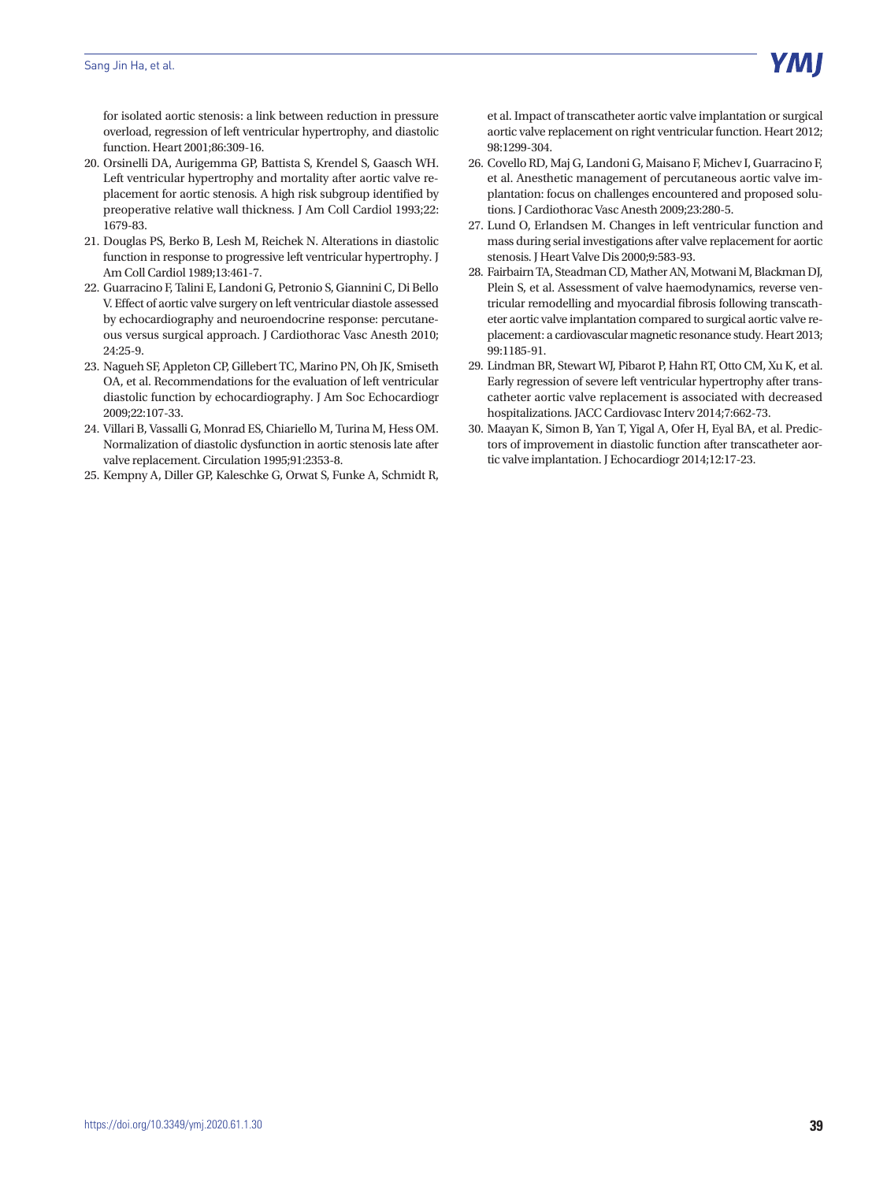for isolated aortic stenosis: a link between reduction in pressure overload, regression of left ventricular hypertrophy, and diastolic function. Heart 2001;86:309-16.

20. Orsinelli DA, Aurigemma GP, Battista S, Krendel S, Gaasch WH. Left ventricular hypertrophy and mortality after aortic valve replacement for aortic stenosis. A high risk subgroup identified by preoperative relative wall thickness. J Am Coll Cardiol 1993;22: 1679-83.
21. Douglas PS, Berko B, Lesh M, Reichek N. Alterations in diastolic function in response to progressive left ventricular hypertrophy. J Am Coll Cardiol 1989;13:461-7.
22. Guarracino F, Talini E, Landoni G, Petronio S, Giannini C, Di Bello V. Effect of aortic valve surgery on left ventricular diastole assessed by echocardiography and neuroendocrine response: percutaneous versus surgical approach. J Cardiothorac Vasc Anesth 2010; 24:25-9.
23. Nagueh SF, Appleton CP, Gillebert TC, Marino PN, Oh JK, Smiseth OA, et al. Recommendations for the evaluation of left ventricular diastolic function by echocardiography. J Am Soc Echocardiogr 2009;22:107-33.
24. Villari B, Vassalli G, Monrad ES, Chiariello M, Turina M, Hess OM. Normalization of diastolic dysfunction in aortic stenosis late after valve replacement. Circulation 1995;91:2353-8.
25. Kempny A, Diller GP, Kaleschke G, Orwat S, Funke A, Schmidt R, et al. Impact of transcatheter aortic valve implantation or surgical aortic valve replacement on right ventricular function. Heart 2012; 98:1299-304.
26. Covello RD, Maj G, Landoni G, Maisano F, Michev I, Guarracino F, et al. Anesthetic management of percutaneous aortic valve implantation: focus on challenges encountered and proposed solutions. J Cardiothorac Vasc Anesth 2009;23:280-5.
27. Lund O, Erlandsen M. Changes in left ventricular function and mass during serial investigations after valve replacement for aortic stenosis. J Heart Valve Dis 2000;9:583-93.
28. Fairbairn TA, Steadman CD, Mather AN, Motwani M, Blackman DJ, Plein S, et al. Assessment of valve haemodynamics, reverse ventricular remodelling and myocardial fibrosis following transcatheter aortic valve implantation compared to surgical aortic valve replacement: a cardiovascular magnetic resonance study. Heart 2013; 99:1185-91.
29. Lindman BR, Stewart WJ, Pibarot P, Hahn RT, Otto CM, Xu K, et al. Early regression of severe left ventricular hypertrophy after transcatheter aortic valve replacement is associated with decreased hospitalizations. JACC Cardiovasc Interv 2014;7:662-73.
30. Maayan K, Simon B, Yan T, Yigal A, Ofer H, Eyal BA, et al. Predictors of improvement in diastolic function after transcatheter aortic valve implantation. J Echocardiogr 2014;12:17-23.